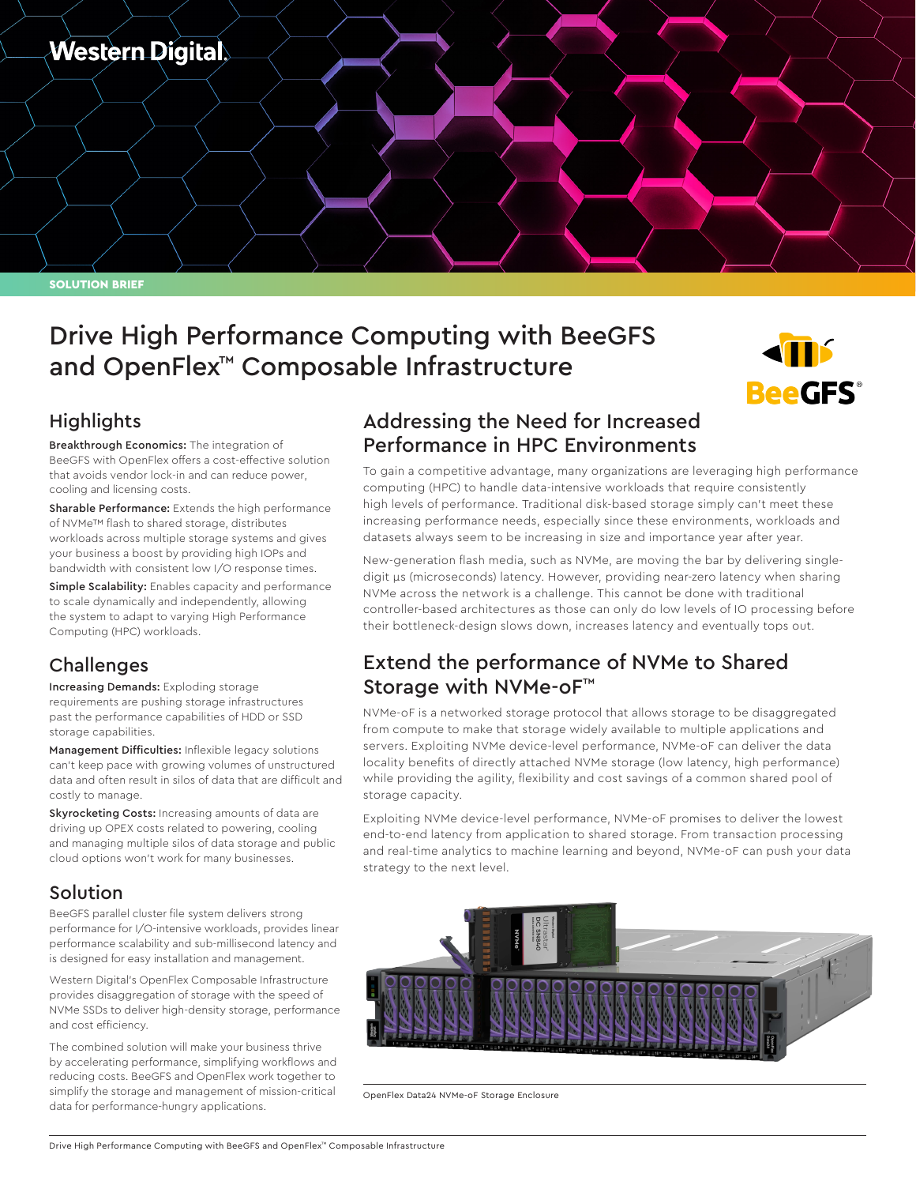SOLUTION BRIEF

# Drive High Performance Computing with BeeGFS and OpenFlex™ Composable Infrastructure

## Highlights

**Breakthrough Economics:** The integration of BeeGFS with OpenFlex offers a cost-effective solution that avoids vendor lock-in and can reduce power, cooling and licensing costs.

**Sharable Performance:** Extends the high performance of NVMe™ flash to shared storage, distributes workloads across multiple storage systems and gives your business a boost by providing high IOPs and bandwidth with consistent low I/O response times.

**Simple Scalability:** Enables capacity and performance to scale dynamically and independently, allowing the system to adapt to varying High Performance Computing (HPC) workloads.

## Challenges

**Increasing Demands:** Exploding storage requirements are pushing storage infrastructures past the performance capabilities of HDD or SSD storage capabilities.

**Management Difficulties:** Inflexible legacy solutions can't keep pace with growing volumes of unstructured data and often result in silos of data that are difficult and costly to manage.

**Skyrocketing Costs:** Increasing amounts of data are driving up OPEX costs related to powering, cooling and managing multiple silos of data storage and public cloud options won't work for many businesses.

## Solution

BeeGFS parallel cluster file system delivers strong performance for I/O-intensive workloads, provides linear performance scalability and sub-millisecond latency and is designed for easy installation and management.

Western Digital's OpenFlex Composable Infrastructure provides disaggregation of storage with the speed of NVMe SSDs to deliver high-density storage, performance and cost efficiency.

The combined solution will make your business thrive by accelerating performance, simplifying workflows and reducing costs. BeeGFS and OpenFlex work together to simplify the storage and management of mission-critical data for performance-hungry applications.

## Addressing the Need for Increased Performance in HPC Environments

To gain a competitive advantage, many organizations are leveraging high performance computing (HPC) to handle data-intensive workloads that require consistently high levels of performance. Traditional disk-based storage simply can't meet these increasing performance needs, especially since these environments, workloads and datasets always seem to be increasing in size and importance year after year.

New-generation flash media, such as NVMe, are moving the bar by delivering single-digit µs (microseconds) latency. However, providing near-zero latency when sharing NVMe across the network is a challenge. This cannot be done with traditional controller-based architectures as those can only do low levels of IO processing before their bottleneck-design slows down, increases latency and eventually tops out.

## Extend the performance of NVMe to Shared Storage with NVMe-oF™

NVMe-oF is a networked storage protocol that allows storage to be disaggregated from compute to make that storage widely available to multiple applications and servers. Exploiting NVMe device-level performance, NVMe-oF can deliver the data locality benefits of directly attached NVMe storage (low latency, high performance) while providing the agility, flexibility and cost savings of a common shared pool of storage capacity.

Exploiting NVMe device-level performance, NVMe-oF promises to deliver the lowest end-to-end latency from application to shared storage. From transaction processing and real-time analytics to machine learning and beyond, NVMe-oF can push your data strategy to the next level.

OpenFlex Data24 NVMe-oF Storage Enclosure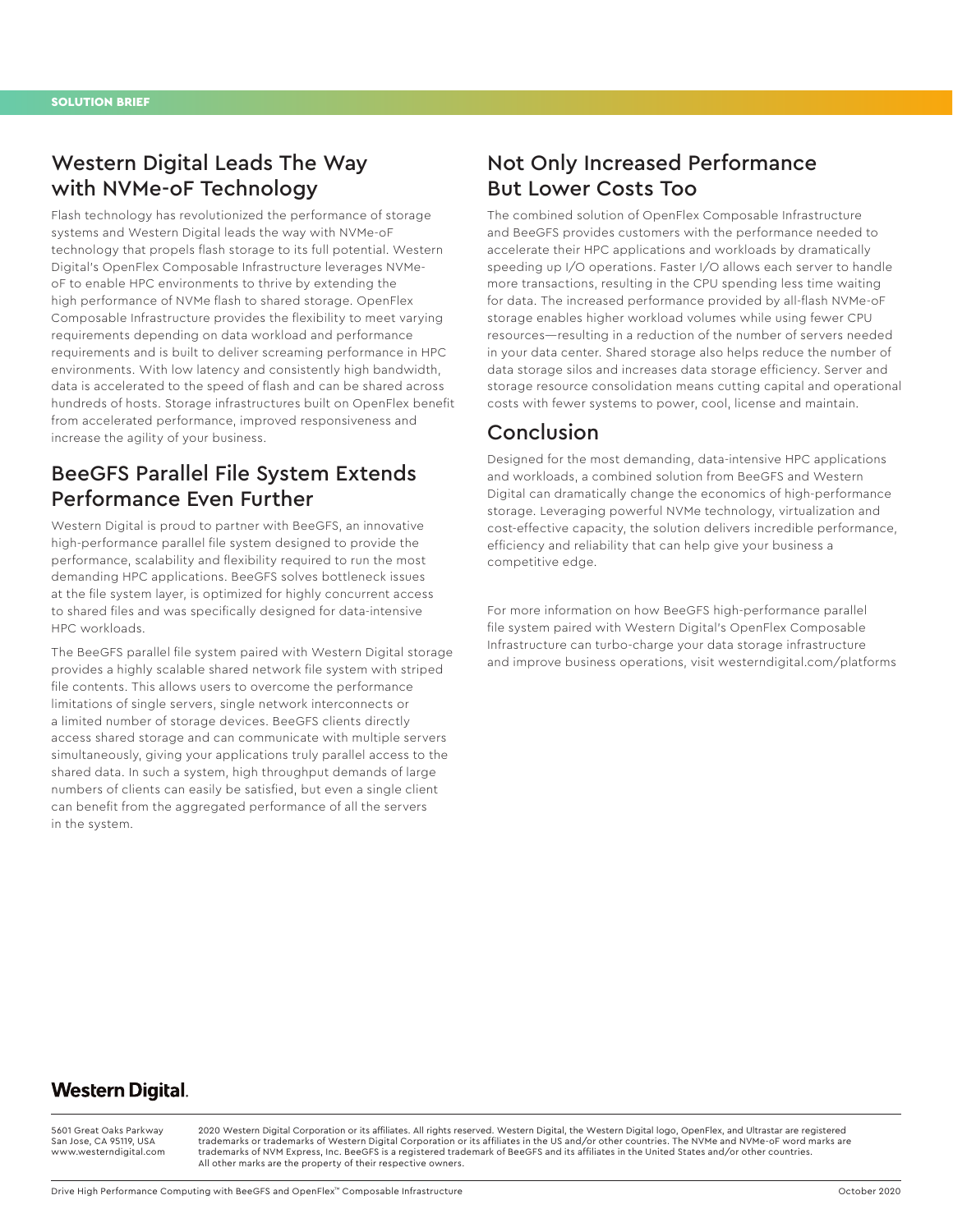## Western Digital Leads The Way with NVMe-oF Technology

Flash technology has revolutionized the performance of storage systems and Western Digital leads the way with NVMe-oF technology that propels flash storage to its full potential. Western Digital's OpenFlex Composable Infrastructure leverages NVMe-oF to enable HPC environments to thrive by extending the high performance of NVMe flash to shared storage. OpenFlex Composable Infrastructure provides the flexibility to meet varying requirements depending on data workload and performance requirements and is built to deliver screaming performance in HPC environments. With low latency and consistently high bandwidth, data is accelerated to the speed of flash and can be shared across hundreds of hosts. Storage infrastructures built on OpenFlex benefit from accelerated performance, improved responsiveness and increase the agility of your business.

## BeeGFS Parallel File System Extends Performance Even Further

Western Digital is proud to partner with BeeGFS, an innovative high-performance parallel file system designed to provide the performance, scalability and flexibility required to run the most demanding HPC applications. BeeGFS solves bottleneck issues at the file system layer, is optimized for highly concurrent access to shared files and was specifically designed for data-intensive HPC workloads.

The BeeGFS parallel file system paired with Western Digital storage provides a highly scalable shared network file system with striped file contents. This allows users to overcome the performance limitations of single servers, single network interconnects or a limited number of storage devices. BeeGFS clients directly access shared storage and can communicate with multiple servers simultaneously, giving your applications truly parallel access to the shared data. In such a system, high throughput demands of large numbers of clients can easily be satisfied, but even a single client can benefit from the aggregated performance of all the servers in the system.

## Not Only Increased Performance But Lower Costs Too

The combined solution of OpenFlex Composable Infrastructure and BeeGFS provides customers with the performance needed to accelerate their HPC applications and workloads by dramatically speeding up I/O operations. Faster I/O allows each server to handle more transactions, resulting in the CPU spending less time waiting for data. The increased performance provided by all-flash NVMe-oF storage enables higher workload volumes while using fewer CPU resources—resulting in a reduction of the number of servers needed in your data center. Shared storage also helps reduce the number of data storage silos and increases data storage efficiency. Server and storage resource consolidation means cutting capital and operational costs with fewer systems to power, cool, license and maintain.

## Conclusion

Designed for the most demanding, data-intensive HPC applications and workloads, a combined solution from BeeGFS and Western Digital can dramatically change the economics of high-performance storage. Leveraging powerful NVMe technology, virtualization and cost-effective capacity, the solution delivers incredible performance, efficiency and reliability that can help give your business a competitive edge.

For more information on how BeeGFS high-performance parallel file system paired with Western Digital's OpenFlex Composable Infrastructure can turbo-charge your data storage infrastructure and improve business operations, visit westerndigital.com/platforms

**Western Digital.**

5601 Great Oaks Parkway
San Jose, CA 95119, USA
www.westerndigital.com

2020 Western Digital Corporation or its affiliates. All rights reserved. Western Digital, the Western Digital logo, OpenFlex, and Ultrastar are registered trademarks or trademarks of Western Digital Corporation or its affiliates in the US and/or other countries. The NVMe and NVMe-oF word marks are trademarks of NVM Express, Inc. BeeGFS is a registered trademark of BeeGFS and its affiliates in the United States and/or other countries. All other marks are the property of their respective owners.